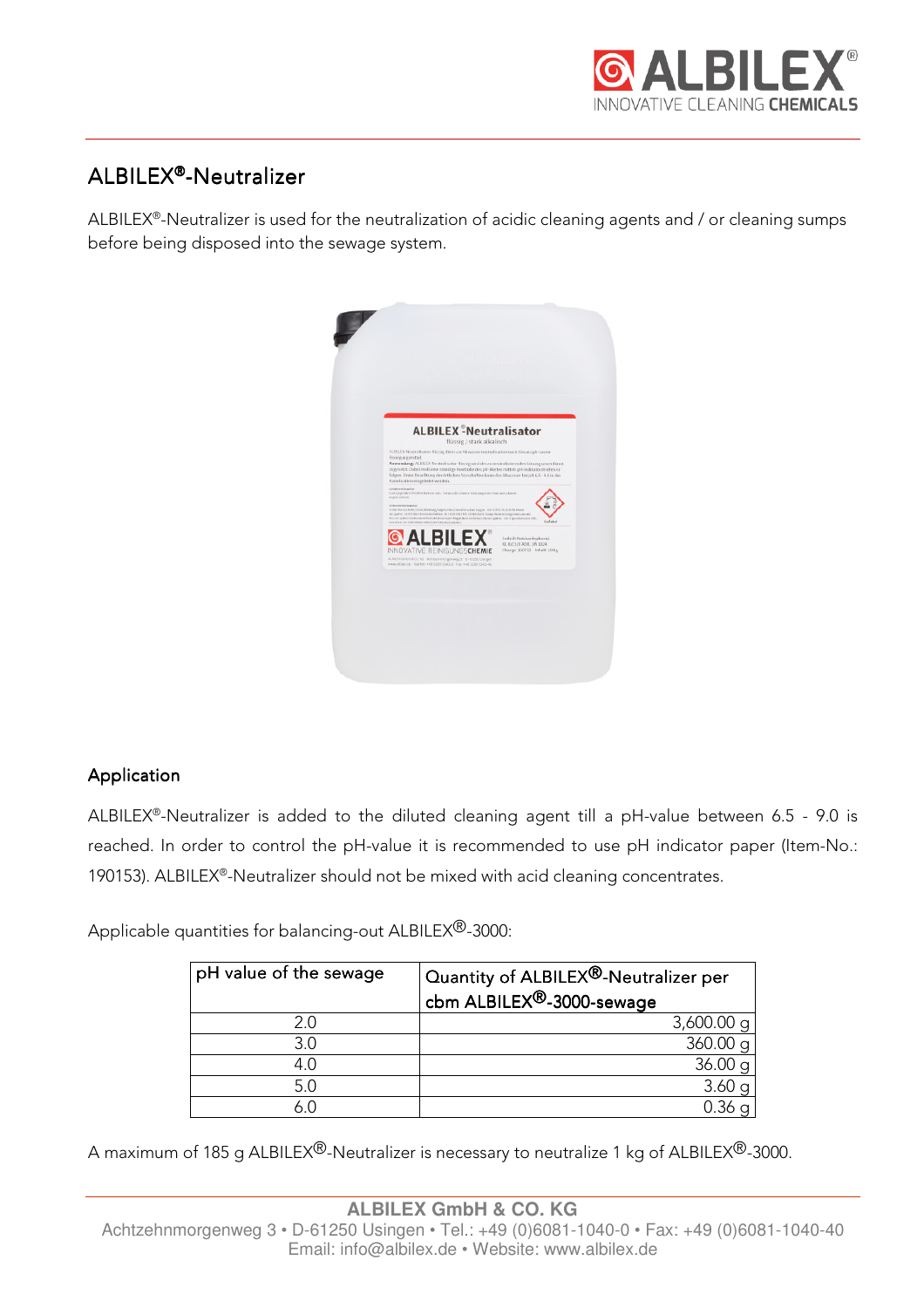# ALBILEX®-Neutralizer

ALBILEX®-Neutralizer is used for the neutralization of acidic cleaning agents and / or cleaning sumps before being disposed into the sewage system.

## Application

ALBILEX®-Neutralizer is added to the diluted cleaning agent till a pH-value between 6.5 - 9.0 is reached. In order to control the pH-value it is recommended to use pH indicator paper (Item-No.: 190153). ALBILEX®-Neutralizer should not be mixed with acid cleaning concentrates.

Applicable quantities for balancing-out ALBILEX®-3000:

| pH value of the sewage | Quantity of ALBILEX®-Neutralizer per cbm ALBILEX®-3000-sewage |
|---|---|
| 2.0 | 3,600.00 g |
| 3.0 | 360.00 g |
| 4.0 | 36.00 g |
| 5.0 | 3.60 g |
| 6.0 | 0.36 g |

A maximum of 185 g ALBILEX®-Neutralizer is necessary to neutralize 1 kg of ALBILEX®-3000.

**ALBILEX GmbH & CO. KG**
Achtzehnmorgenweg 3 • D-61250 Usingen • Tel.: +49 (0)6081-1040-0 • Fax: +49 (0)6081-1040-40
Email: info@albilex.de • Website: www.albilex.de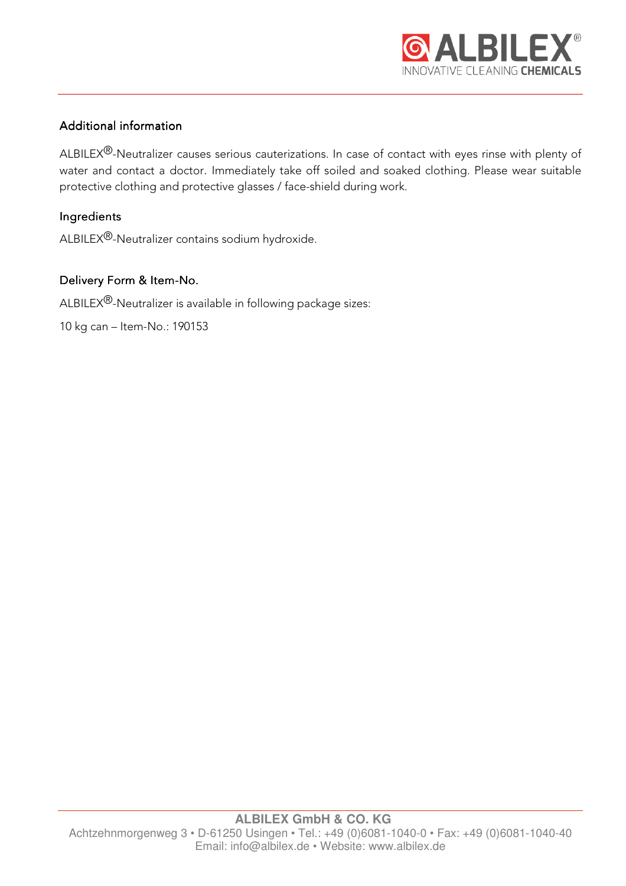## Additional information

ALBILEX®-Neutralizer causes serious cauterizations. In case of contact with eyes rinse with plenty of water and contact a doctor. Immediately take off soiled and soaked clothing. Please wear suitable protective clothing and protective glasses / face-shield during work.

## Ingredients

ALBILEX®-Neutralizer contains sodium hydroxide.

## Delivery Form & Item-No.

ALBILEX®-Neutralizer is available in following package sizes:

10 kg can – Item-No.: 190153